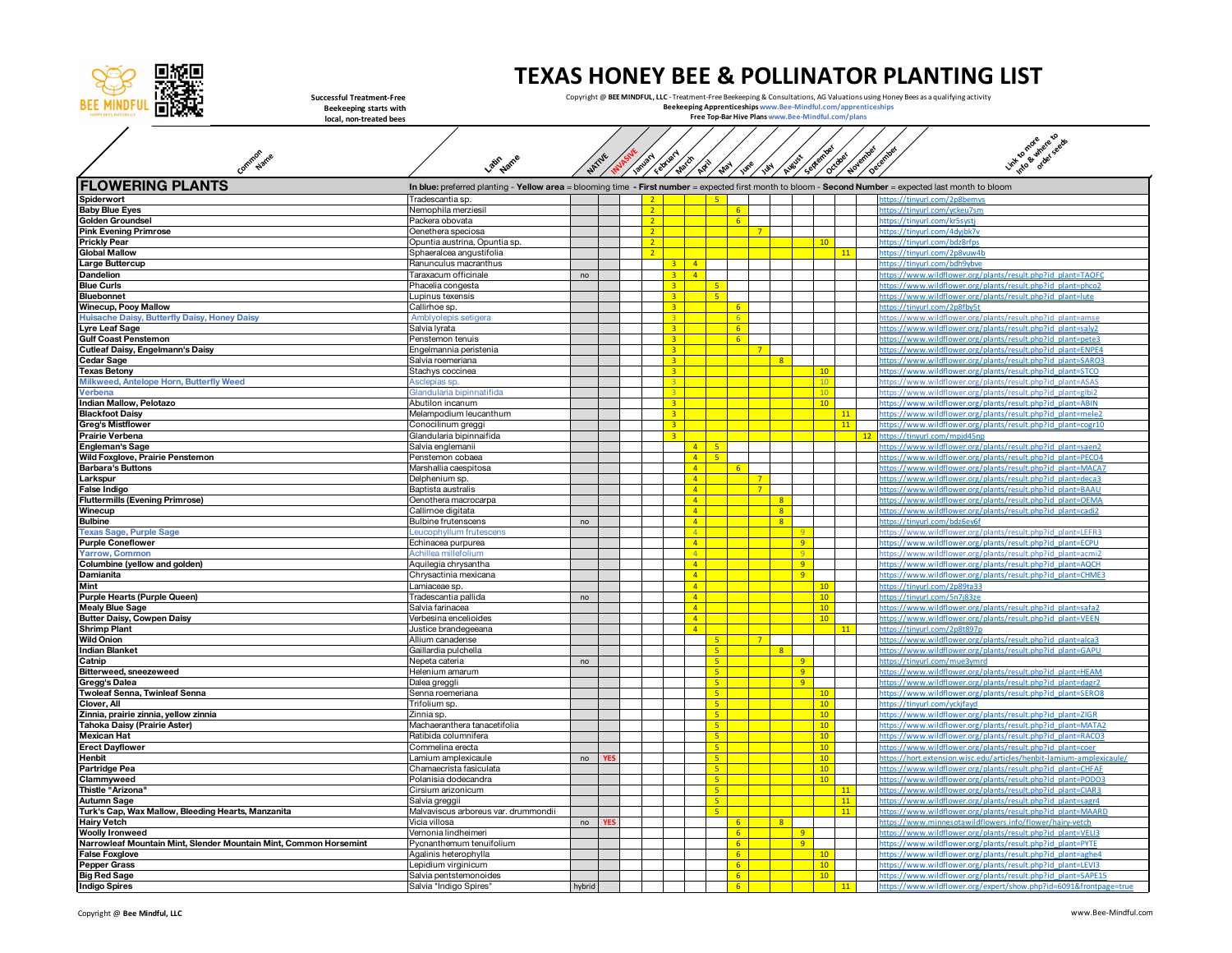# TEXAS HONEY BEE & POLLINATOR PLANTING LIST

Successful Treatment-Free Beekeeping starts with local, non-treated bees

Copyright @ **BEE MINDFUL, LLC** - Treatment-Free Beekeeping & Consultations, AG Valuations using Honey Bees as a qualifying activity
**Beekeeping Apprenticeships www.Bee-Mindful.com/apprenticeships**
**Free Top-Bar Hive Plans www.Bee-Mindful.com/plans**

## FLOWERING PLANTS

**In blue:** preferred planting - **Yellow area** = blooming time - **First number** = expected first month to bloom - **Second Number** = expected last month to bloom

| Common Name | Latin Name | NATIVE | INVASIVE | January | February | March | April | May | June | July | August | September | October | November | December | Link to more info & where to order seeds |
|---|---|---|---|---|---|---|---|---|---|---|---|---|---|---|---|---|
| Spiderwort | Tradescantia sp. | | | | 2 | | | 5 | | | | | | | | https://tinyurl.com/2p8bemvs |
| Baby Blue Eyes | Nemophila merziesil | | | | 2 | | | | 6 | | | | | | | https://tinyurl.com/yckeu7sm |
| Golden Groundsel | Packera obovata | | | | 2 | | | | 6 | | | | | | | https://tinyurl.com/kr5systj |
| Pink Evening Primrose | Oenethera speciosa | | | | 2 | | | | | 7 | | | | | | https://tinyurl.com/4dyjbk7v |
| Prickly Pear | Opuntia austrina, Opuntia sp. | | | | 2 | | | | | | | | 10 | | | https://tinyurl.com/bdz8rfps |
| Global Mallow | Sphaeralcea angustifolia | | | | 2 | | | | | | | | | 11 | | https://tinyurl.com/2p8vuw4b |
| Large Buttercup | Ranunculus macranthus | | | | | 3 | 4 | | | | | | | | | https://tinyurl.com/bdh9ybve |
| Dandelion | Taraxacum officinale | no | | | | 3 | 4 | | | | | | | | | https://www.wildflower.org/plants/result.php?id_plant=TAOFC |
| Blue Curls | Phacelia congesta | | | | | 3 | | 5 | | | | | | | | https://www.wildflower.org/plants/result.php?id_plant=phco2 |
| Bluebonnet | Lupinus texensis | | | | | 3 | | 5 | | | | | | | | https://www.wildflower.org/plants/result.php?id_plant=lute |
| Winecup, Pooy Mallow | Callirhoe sp. | | | | | 3 | | | 6 | | | | | | | https://tinyurl.com/2p8fby5t |
| Huisache Daisy, Butterfly Daisy, Honey Daisy | Amblyolepis setigera | | | | | 3 | | | 6 | | | | | | | https://www.wildflower.org/plants/result.php?id_plant=amse |
| Lyre Leaf Sage | Salvia lyrata | | | | | 3 | | | 6 | | | | | | | https://www.wildflower.org/plants/result.php?id_plant=saly2 |
| Gulf Coast Penstemon | Penstemon tenuis | | | | | 3 | | | 6 | | | | | | | https://www.wildflower.org/plants/result.php?id_plant=pete3 |
| Cutleaf Daisy, Engelmann's Daisy | Engelmannia peristenia | | | | | 3 | | | | 7 | | | | | | https://www.wildflower.org/plants/result.php?id_plant=ENPE4 |
| Cedar Sage | Salvia roemeriana | | | | | 3 | | | | | 8 | | | | | https://www.wildflower.org/plants/result.php?id_plant=SARO3 |
| Texas Betony | Stachys coccinea | | | | | 3 | | | | | | | 10 | | | https://www.wildflower.org/plants/result.php?id_plant=STCO |
| Milkweed, Antelope Horn, Butterfly Weed | Asclepias sp. | | | | | 3 | | | | | | | 10 | | | https://www.wildflower.org/plants/result.php?id_plant=ASAS |
| Verbena | Glandularia bipinnatifida | | | | | 3 | | | | | | | 10 | | | https://www.wildflower.org/plants/result.php?id_plant=glbi2 |
| Indian Mallow, Pelotazo | Abutilon incanum | | | | | 3 | | | | | | | 10 | | | https://www.wildflower.org/plants/result.php?id_plant=ABIN |
| Blackfoot Daisy | Melampodium leucanthum | | | | | 3 | | | | | | | | 11 | | https://www.wildflower.org/plants/result.php?id_plant=mele2 |
| Greg's Mistflower | Conoclinium greggi | | | | | 3 | | | | | | | | 11 | | https://www.wildflower.org/plants/result.php?id_plant=cogr10 |
| Prairie Verbena | Glandularia bipinnaifida | | | | | 3 | | | | | | | | | 12 | https://tinyurl.com/mpjd45np |
| Engleman's Sage | Salvia englemanii | | | | | | 4 | 5 | | | | | | | | https://www.wildflower.org/plants/result.php?id_plant=saen2 |
| Wild Foxglove, Prairie Penstemon | Penstemon cobaea | | | | | | 4 | 5 | | | | | | | | https://www.wildflower.org/plants/result.php?id_plant=PECO4 |
| Barbara's Buttons | Marshallia caespitosa | | | | | | 4 | | 6 | | | | | | | https://www.wildflower.org/plants/result.php?id_plant=MACA7 |
| Larkspur | Delphenium sp. | | | | | | 4 | | | 7 | | | | | | https://www.wildflower.org/plants/result.php?id_plant=deca3 |
| False Indigo | Baptista australis | | | | | | 4 | | | 7 | | | | | | https://www.wildflower.org/plants/result.php?id_plant=BAAU |
| Fluttermills (Evening Primrose) | Oenothera macrocarpa | | | | | | 4 | | | | 8 | | | | | https://www.wildflower.org/plants/result.php?id_plant=OEMA |
| Winecup | Callirhoe digitata | | | | | | 4 | | | | 8 | | | | | https://www.wildflower.org/plants/result.php?id_plant=cadi2 |
| Bulbine | Bulbine frutenscens | no | | | | | 4 | | | | 8 | | | | | https://tinyurl.com/bdz6ev6f |
| Texas Sage, Purple Sage | Leucophyllum frutescens | | | | | | 4 | | | | | 9 | | | | https://www.wildflower.org/plants/result.php?id_plant=LEFR3 |
| Purple Coneflower | Echinacea purpurea | | | | | | 4 | | | | | 9 | | | | https://www.wildflower.org/plants/result.php?id_plant=ECPU |
| Yarrow, Common | Achillea millefolium | | | | | | 4 | | | | | 9 | | | | https://www.wildflower.org/plants/result.php?id_plant=acmi2 |
| Columbine (yellow and golden) | Aquilegia chrysantha | | | | | | 4 | | | | | 9 | | | | https://www.wildflower.org/plants/result.php?id_plant=AQCH |
| Damianita | Chrysactinia mexicana | | | | | | 4 | | | | | 9 | | | | https://www.wildflower.org/plants/result.php?id_plant=CHME3 |
| Mint | Lamiaceae sp. | | | | | | 4 | | | | | | 10 | | | https://tinyurl.com/2p89ta33 |
| Purple Hearts (Purple Queen) | Tradescantia pallida | no | | | | | 4 | | | | | | 10 | | | https://tinyurl.com/5n7j83ze |
| Mealy Blue Sage | Salvia farinacea | | | | | | 4 | | | | | | 10 | | | https://www.wildflower.org/plants/result.php?id_plant=safa2 |
| Butter Daisy, Cowpen Daisy | Verbesina enceloides | | | | | | 4 | | | | | | 10 | | | https://www.wildflower.org/plants/result.php?id_plant=VEEN |
| Shrimp Plant | Justice brandegeeana | | | | | | 4 | | | | | | | 11 | | https://tinyurl.com/2p8t897p |
| Wild Onion | Allium canadense | | | | | | | 5 | | 7 | | | | | | https://www.wildflower.org/plants/result.php?id_plant=alca3 |
| Indian Blanket | Gaillardia pulchella | | | | | | | 5 | | | 8 | | | | | https://www.wildflower.org/plants/result.php?id_plant=GAPU |
| Catnip | Nepeta cateria | no | | | | | | 5 | | | | 9 | | | | https://tinyurl.com/mue3ymrd |
| Bitterweed, sneezeweed | Helenium amarum | | | | | | | 5 | | | | 9 | | | | https://www.wildflower.org/plants/result.php?id_plant=HEAM |
| Gregg's Dalea | Dalea greggi | | | | | | | 5 | | | | 9 | | | | https://www.wildflower.org/plants/result.php?id_plant=dagr2 |
| Twoleaf Senna, Twinleaf Senna | Senna roemeriana | | | | | | | 5 | | | | | 10 | | | https://www.wildflower.org/plants/result.php?id_plant=SERO8 |
| Clover, All | Trifolium sp. | | | | | | | 5 | | | | | 10 | | | https://tinyurl.com/yckjfayd |
| Zinnia, prairie zinnia, yellow zinnia | Zinnia sp. | | | | | | | 5 | | | | | 10 | | | https://www.wildflower.org/plants/result.php?id_plant=ZIGR |
| Tahoka Daisy (Prairie Aster) | Machaeranthera tanacetifolia | | | | | | | 5 | | | | | 10 | | | https://www.wildflower.org/plants/result.php?id_plant=MATA2 |
| Mexican Hat | Ratibida columnifera | | | | | | | 5 | | | | | 10 | | | https://www.wildflower.org/plants/result.php?id_plant=RACO3 |
| Erect Dayflower | Commelina erecta | | | | | | | 5 | | | | | 10 | | | https://www.wildflower.org/plants/result.php?id_plant=coer |
| Henbit | Lamium amplexicaule | no | YES | | | | | 5 | | | | | 10 | | | https://hort.extension.wisc.edu/articles/henbit-lamium-amplexicaule/ |
| Partridge Pea | Chamaecrista fasiculata | | | | | | | 5 | | | | | 10 | | | https://www.wildflower.org/plants/result.php?id_plant=CHFAF |
| Clammyweed | Polanisia dodecandra | | | | | | | 5 | | | | | 10 | | | https://www.wildflower.org/plants/result.php?id_plant=PODO3 |
| Thistle "Arizona" | Cirsium arizonicum | | | | | | | 5 | | | | | | 11 | | https://www.wildflower.org/plants/result.php?id_plant=CIAR3 |
| Autumn Sage | Salvia greggii | | | | | | | 5 | | | | | | 11 | | https://www.wildflower.org/plants/result.php?id_plant=sagr4 |
| Turk's Cap, Wax Mallow, Bleeding Hearts, Manzanita | Malvaviscus arboreus var. drummondii | | | | | | | 5 | | | | | | 11 | | https://www.wildflower.org/plants/result.php?id_plant=MAARD |
| Hairy Vetch | Vicia villosa | no | YES | | | | | | 6 | | 8 | | | | | https://www.minnesotawildflowers.info/flower/hairy-vetch |
| Woolly Ironweed | Vernonia lindheimeri | | | | | | | | 6 | | | 9 | | | | https://www.wildflower.org/plants/result.php?id_plant=VELI3 |
| Narrowleaf Mountain Mint, Slender Mountain Mint, Common Horsemint | Pycnanthemum tenuifolium | | | | | | | | 6 | | | 9 | | | | https://www.wildflower.org/plants/result.php?id_plant=PYTE |
| False Foxglove | Agalinis heterophylla | | | | | | | | 6 | | | | 10 | | | https://www.wildflower.org/plants/result.php?id_plant=aghe4 |
| Pepper Grass | Lepidium virginicum | | | | | | | | 6 | | | | 10 | | | https://www.wildflower.org/plants/result.php?id_plant=LEVI3 |
| Big Red Sage | Salvia pentstemonoides | | | | | | | | 6 | | | | 10 | | | https://www.wildflower.org/plants/result.php?id_plant=SAPE15 |
| Indigo Spires | Salvia "Indigo Spires" | hybrid | | | | | | | 6 | | | | | 11 | | https://www.wildflower.org/expert/show.php?id=6091&frontpage=true |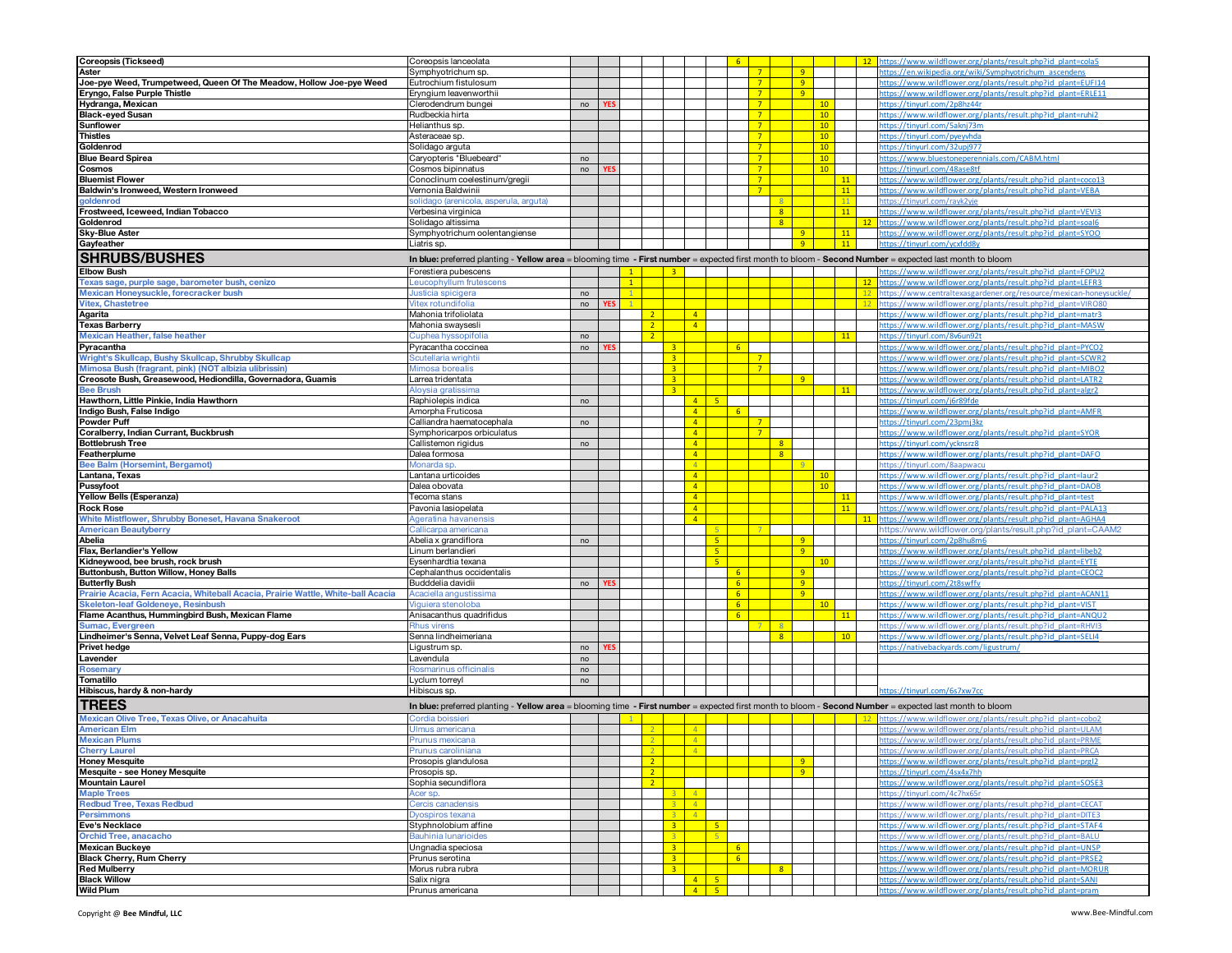| | | | | | | | | | | | | | | | | |
|---|---|---|---|---|---|---|---|---|---|---|---|---|---|---|---|---|
| **Coreopsis (Tickseed)** | Coreopsis lanceolata | | | | | | | | 6 | | | | | | 12 | https://www.wildflower.org/plants/result.php?id_plant=cola5 |
| **Aster** | Symphyotrichum sp. | | | | | | | | | 7 | | 9 | | | | https://en.wikipedia.org/wiki/Symphyotrichum_ascendens |
| **Joe-pye Weed, Trumpetweed, Queen Of The Meadow, Hollow Joe-pye Weed** | Eutrochium fistulosum | | | | | | | | | 7 | | 9 | | | | https://www.wildflower.org/plants/result.php?id_plant=EUFI14 |
| **Eryngo, False Purple Thistle** | Eryngium leavenworthii | | | | | | | | | 7 | | 9 | | | | https://www.wildflower.org/plants/result.php?id_plant=ERLE11 |
| **Hydranga, Mexican** | Clerodendrum bungei | no | YES | | | | | | | 7 | | | 10 | | | https://tinyurl.com/2p8hz44r |
| **Black-eyed Susan** | Rudbeckia hirta | | | | | | | | | 7 | | | 10 | | | https://www.wildflower.org/plants/result.php?id_plant=ruhi2 |
| **Sunflower** | Helianthus sp. | | | | | | | | | 7 | | | 10 | | | https://tinyurl.com/5aknj73m |
| **Thistles** | Asteraceae sp. | | | | | | | | | 7 | | | 10 | | | https://tinyurl.com/pyeyvhda |
| **Goldenrod** | Solidago arguta | | | | | | | | | 7 | | | 10 | | | https://tinyurl.com/32upj977 |
| **Blue Beard Spirea** | Caryopteris "Bluebeard" | no | | | | | | | | 7 | | | 10 | | | https://www.bluestoneperennials.com/CABM.html |
| **Cosmos** | Cosmos bipinnatus | no | YES | | | | | | | 7 | | | 10 | | | https://tinyurl.com/48ase8tf |
| **Bluemist Flower** | Conoclinum coelestinum/gregii | | | | | | | | | 7 | | | | 11 | | https://www.wildflower.org/plants/result.php?id_plant=coco13 |
| **Baldwin's Ironweed, Western Ironweed** | Vernonia Baldwinii | | | | | | | | | 7 | | | | 11 | | https://www.wildflower.org/plants/result.php?id_plant=VEBA |
| goldenrod | solidago (arenicola, asperula, arguta) | | | | | | | | | | 8 | | | 11 | | https://tinyurl.com/rayk2yje |
| **Frostweed, Iceweed, Indian Tobacco** | Verbesina virginica | | | | | | | | | | 8 | | | 11 | | https://www.wildflower.org/plants/result.php?id_plant=VEVI3 |
| **Goldenrod** | Solidago altissima | | | | | | | | | | 8 | | | | 12 | https://www.wildflower.org/plants/result.php?id_plant=soal6 |
| **Sky-Blue Aster** | Symphyotrichum oolentangiense | | | | | | | | | | | 9 | | 11 | | https://www.wildflower.org/plants/result.php?id_plant=SYOO |
| **Gayfeather** | Liatris sp. | | | | | | | | | | | 9 | | 11 | | https://tinyurl.com/ycxfdd8y |
| **SHRUBS/BUSHES** | **In blue:** preferred planting - **Yellow area** = blooming time - **First number** = expected first month to bloom - **Second Number** = expected last month to bloom | | | | | | | | | | | | | | | |
| **Elbow Bush** | Forestiera pubescens | | | 1 | | 3 | | | | | | | | | | https://www.wildflower.org/plants/result.php?id_plant=FOPU2 |
| Texas sage, purple sage, barometer bush, cenizo | Leucophyllum frutescens | | | 1 | | | | | | | | | | | 12 | https://www.wildflower.org/plants/result.php?id_plant=LEFR3 |
| Mexican Honeysuckle, forecracker bush | Justicia spicigera | no | | 1 | | | | | | | | | | | 12 | https://www.centraltexasgardener.org/resource/mexican-honeysuckle/ |
| Vitex, Chastetree | Vitex rotundifolia | no | YES | 1 | | | | | | | | | | | 12 | https://www.wildflower.org/plants/result.php?id_plant=VIRO80 |
| **Agarita** | Mahonia trifoliolata | | | | 2 | | 4 | | | | | | | | | https://www.wildflower.org/plants/result.php?id_plant=matr3 |
| **Texas Barberry** | Mahonia swaysesli | | | | 2 | | 4 | | | | | | | | | https://www.wildflower.org/plants/result.php?id_plant=MASW |
| Mexican Heather, false heather | Cuphea hyssopifolia | no | | | 2 | | | | | | | | | 11 | | https://tinyurl.com/8v6un92t |
| **Pyracantha** | Pyracantha coccinea | no | YES | | | 3 | | | 6 | | | | | | | https://www.wildflower.org/plants/result.php?id_plant=PYCO2 |
| Wright's Skullcap, Bushy Skullcap, Shrubby Skullcap | Scutellaria wrightii | | | | | 3 | | | | 7 | | | | | | https://www.wildflower.org/plants/result.php?id_plant=SCWR2 |
| Mimosa Bush (fragrant, pink) (NOT albizia ulibrissin) | Mimosa borealis | | | | | 3 | | | | 7 | | | | | | https://www.wildflower.org/plants/result.php?id_plant=MIBO2 |
| **Creosote Bush, Greasewood, Hediondilla, Governadora, Guamis** | Larrea tridentata | | | | | 3 | | | | | | 9 | | | | https://www.wildflower.org/plants/result.php?id_plant=LATR2 |
| Bee Brush | Aloysia gratissima | | | | | 3 | | | | | | | | 11 | | https://www.wildflower.org/plants/result.php?id_plant=algr2 |
| **Hawthorn, Little Pinkie, India Hawthorn** | Raphiolepis indica | no | | | | | 4 | 5 | | | | | | | | https://tinyurl.com/j6r89fde |
| **Indigo Bush, False Indigo** | Amorpha Fruticosa | | | | | | 4 | | 6 | | | | | | | https://www.wildflower.org/plants/result.php?id_plant=AMFR |
| **Powder Puff** | Calliandra haematocephala | no | | | | | 4 | | | 7 | | | | | | https://tinyurl.com/23pmj3kz |
| **Coralberry, Indian Currant, Buckbrush** | Symphoricarpos orbiculatus | | | | | | 4 | | | 7 | | | | | | https://www.wildflower.org/plants/result.php?id_plant=SYOR |
| **Bottlebrush Tree** | Callistemon rigidus | no | | | | | 4 | | | | 8 | | | | | https://tinyurl.com/ycknsrz8 |
| **Featherplume** | Dalea formosa | | | | | | 4 | | | | 8 | | | | | https://www.wildflower.org/plants/result.php?id_plant=DAFO |
| Bee Balm (Horsemint, Bergamot) | Monarda sp. | | | | | | 4 | | | | | 9 | | | | https://tinyurl.com/8aapwacu |
| **Lantana, Texas** | Lantana urticoides | | | | | | 4 | | | | | | 10 | | | https://www.wildflower.org/plants/result.php?id_plant=laur2 |
| **Pussyfoot** | Dalea obovata | | | | | | 4 | | | | | | 10 | | | https://www.wildflower.org/plants/result.php?id_plant=DAOB |
| **Yellow Bells (Esperanza)** | Tecoma stans | | | | | | 4 | | | | | | | 11 | | https://www.wildflower.org/plants/result.php?id_plant=test |
| **Rock Rose** | Pavonia lasiopelata | | | | | | 4 | | | | | | | 11 | | https://www.wildflower.org/plants/result.php?id_plant=PALA13 |
| White Mistflower, Shrubby Boneset, Havana Snakeroot | Ageratina havanensis | | | | | | 4 | | | | | | | | 11 | https://www.wildflower.org/plants/result.php?id_plant=AGHA4 |
| American Beautyberry | Callicarpa americana | | | | | | | 5 | | 7 | | | | | | https://www.wildflower.org/plants/result.php?id_plant=CAAM2 |
| **Abelia** | Abelia x grandiflora | no | | | | | | 5 | | | | 9 | | | | https://tinyurl.com/2p8hu8m6 |
| **Flax, Berlandier's Yellow** | Linum berlandieri | | | | | | | 5 | | | | 9 | | | | https://www.wildflower.org/plants/result.php?id_plant=libeb2 |
| **Kidneywood, bee brush, rock brush** | Eysenhardtia texana | | | | | | | 5 | | | | | 10 | | | https://www.wildflower.org/plants/result.php?id_plant=EYTE |
| **Buttonbush, Button Willow, Honey Balls** | Cephalanthus occidentalis | | | | | | | | 6 | | | 9 | | | | https://www.wildflower.org/plants/result.php?id_plant=CEOC2 |
| **Butterfly Bush** | Budddelia davidii | no | YES | | | | | | 6 | | | 9 | | | | https://tinyurl.com/2t8swffv |
| Prairie Acacia, Fern Acacia, Whiteball Acacia, Prairie Wattle, White-ball Acacia | Acaciella angustissima | | | | | | | | 6 | | | 9 | | | | https://www.wildflower.org/plants/result.php?id_plant=ACAN11 |
| Skeleton-leaf Goldeneye, Resinbush | Viguiera stenoloba | | | | | | | | 6 | | | | 10 | | | https://www.wildflower.org/plants/result.php?id_plant=VIST |
| **Flame Acanthus, Hummingbird Bush, Mexican Flame** | Anisacanthus quadrifidus | | | | | | | | 6 | | | | | 11 | | https://www.wildflower.org/plants/result.php?id_plant=ANQU2 |
| Sumac, Evergreen | Rhus virens | | | | | | | | | 7 | 8 | | | | | https://www.wildflower.org/plants/result.php?id_plant=RHVI3 |
| **Lindheimer's Senna, Velvet Leaf Senna, Puppy-dog Ears** | Senna lindheimeriana | | | | | | | | | | 8 | | | 10 | | https://www.wildflower.org/plants/result.php?id_plant=SELI4 |
| **Privet hedge** | Ligustrum sp. | no | YES | | | | | | | | | | | | | https://nativebackyards.com/ligustrum/ |
| **Lavender** | Lavendula | no | | | | | | | | | | | | | | |
| Rosemary | Rosmarinus officinalis | no | | | | | | | | | | | | | | |
| **Tomatillo** | Lyclum torreyl | no | | | | | | | | | | | | | | |
| **Hibiscus, hardy & non-hardy** | Hibiscus sp. | | | | | | | | | | | | | | | https://tinyurl.com/6s7xw7cc |
| **TREES** | **In blue:** preferred planting - **Yellow area** = blooming time - **First number** = expected first month to bloom - **Second Number** = expected last month to bloom | | | | | | | | | | | | | | | |
| Mexican Olive Tree, Texas Olive, or Anacahuita | Cordia boissieri | | | 1 | | | | | | | | | | | 12 | https://www.wildflower.org/plants/result.php?id_plant=cobo2 |
| American Elm | Ulmus americana | | | | 2 | | 4 | | | | | | | | | https://www.wildflower.org/plants/result.php?id_plant=ULAM |
| Mexican Plums | Prunus mexicana | | | | 2 | | 4 | | | | | | | | | https://www.wildflower.org/plants/result.php?id_plant=PRME |
| Cherry Laurel | Prunus caroliniana | | | | 2 | | 4 | | | | | | | | | https://www.wildflower.org/plants/result.php?id_plant=PRCA |
| **Honey Mesquite** | Prosopis glandulosa | | | | 2 | | | | | | | 9 | | | | https://www.wildflower.org/plants/result.php?id_plant=prgl2 |
| **Mesquite - see Honey Mesquite** | Prosopis sp. | | | | 2 | | | | | | | 9 | | | | https://tinyurl.com/4sx4x7hh |
| **Mountain Laurel** | Sophia secundiflora | | | | 2 | | | | | | | | | | | https://www.wildflower.org/plants/result.php?id_plant=SOSE3 |
| Maple Trees | Acer sp. | | | | | 3 | 4 | | | | | | | | | https://tinyurl.com/4c7hx65r |
| Redbud Tree, Texas Redbud | Cercis canadensis | | | | | 3 | 4 | | | | | | | | | https://www.wildflower.org/plants/result.php?id_plant=CECAT |
| Persimmons | Dyospiros texana | | | | | 3 | 4 | | | | | | | | | https://www.wildflower.org/plants/result.php?id_plant=DITE3 |
| **Eve's Necklace** | Styphnolobium affine | | | | | 3 | | 5 | | | | | | | | https://www.wildflower.org/plants/result.php?id_plant=STAF4 |
| Orchid Tree, anacacho | Bauhinia lunarioides | | | | | 3 | | 5 | | | | | | | | https://www.wildflower.org/plants/result.php?id_plant=BALU |
| **Mexican Buckeye** | Ungnadia speciosa | | | | | 3 | | | 6 | | | | | | | https://www.wildflower.org/plants/result.php?id_plant=UNSP |
| **Black Cherry, Rum Cherry** | Prunus serotina | | | | | 3 | | | 6 | | | | | | | https://www.wildflower.org/plants/result.php?id_plant=PRSE2 |
| **Red Mulberry** | Morus rubra rubra | | | | | 3 | | | | | 8 | | | | | https://www.wildflower.org/plants/result.php?id_plant=MORUR |
| **Black Willow** | Salix nigra | | | | | | 4 | 5 | | | | | | | | https://www.wildflower.org/plants/result.php?id_plant=SANI |
| **Wild Plum** | Prunus americana | | | | | | 4 | 5 | | | | | | | | https://www.wildflower.org/plants/result.php?id_plant=pram |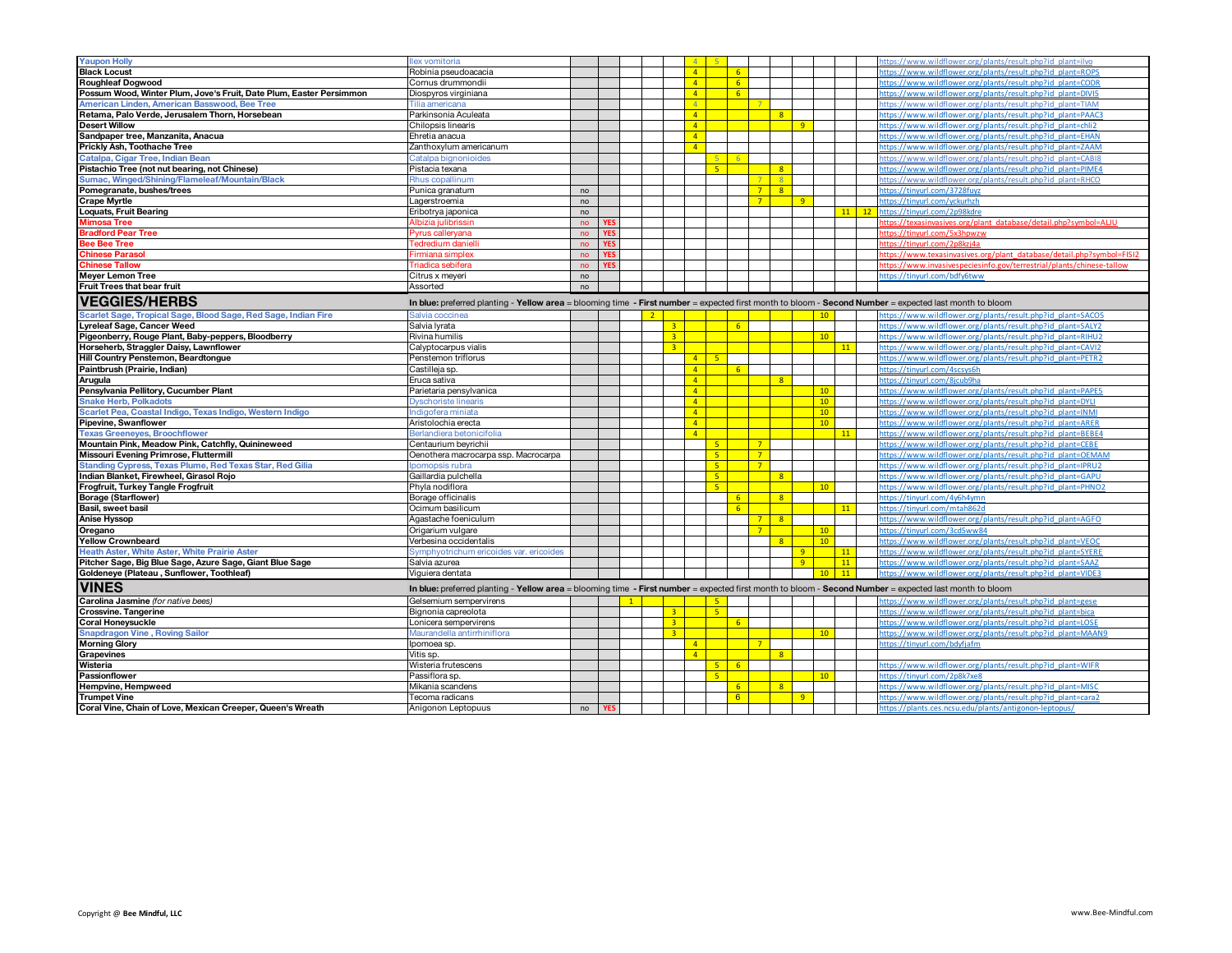| | | | | | | | | | | | | | | | | |
|---|---|---|---|---|---|---|---|---|---|---|---|---|---|---|---|---|
| **Yaupon Holly** | Ilex vomitoria | | | | | | 4 | 5 | | | | | | | | https://www.wildflower.org/plants/result.php?id_plant=ilvo |
| **Black Locust** | Robinia pseudoacacia | | | | | | 4 | | 6 | | | | | | | https://www.wildflower.org/plants/result.php?id_plant=ROPS |
| **Roughleaf Dogwood** | Cornus drummondii | | | | | | 4 | | 6 | | | | | | | https://www.wildflower.org/plants/result.php?id_plant=CODR |
| **Possum Wood, Winter Plum, Jove's Fruit, Date Plum, Easter Persimmon** | Diospyros virginiana | | | | | | 4 | | 6 | | | | | | | https://www.wildflower.org/plants/result.php?id_plant=DIVI5 |
| **American Linden, American Basswood, Bee Tree** | Tilia americana | | | | | | 4 | | | 7 | | | | | | https://www.wildflower.org/plants/result.php?id_plant=TIAM |
| **Retama, Palo Verde, Jerusalem Thorn, Horsebean** | Parkinsonia Aculeata | | | | | | 4 | | | | 8 | | | | | https://www.wildflower.org/plants/result.php?id_plant=PAAC3 |
| **Desert Willow** | Chilopsis linearis | | | | | | 4 | | | | | 9 | | | | https://www.wildflower.org/plants/result.php?id_plant=chli2 |
| **Sandpaper tree, Manzanita, Anacua** | Ehretia anacua | | | | | | 4 | | | | | | | | | https://www.wildflower.org/plants/result.php?id_plant=EHAN |
| **Prickly Ash, Toothache Tree** | Zanthoxylum americanum | | | | | | 4 | | | | | | | | | https://www.wildflower.org/plants/result.php?id_plant=ZAAM |
| **Catalpa, Cigar Tree, Indian Bean** | Catalpa bignonioides | | | | | | | 5 | 6 | | | | | | | https://www.wildflower.org/plants/result.php?id_plant=CABI8 |
| **Pistachio Tree (not nut bearing, not Chinese)** | Pistacia texana | | | | | | | 5 | | | 8 | | | | | https://www.wildflower.org/plants/result.php?id_plant=PIME4 |
| **Sumac, Winged/Shining/Flameleaf/Mountain/Black** | Rhus copallinum | | | | | | | | | 7 | 8 | | | | | https://www.wildflower.org/plants/result.php?id_plant=RHCO |
| **Pomegranate, bushes/trees** | Punica granatum | no | | | | | | | | 7 | 8 | | | | | https://tinyurl.com/3728fuyz |
| **Crape Myrtle** | Lagerstroemia | no | | | | | | | | 7 | | 9 | | | | https://tinyurl.com/yckurhzh |
| **Loquats, Fruit Bearing** | Eribotrya japonica | no | | | | | | | | | | | | 11 | 12 | https://tinyurl.com/2p98kdre |
| **Mimosa Tree** | Albizia julibrissin | no | YES | | | | | | | | | | | | | https://texasinvasives.org/plant_database/detail.php?symbol=ALJU |
| **Bradford Pear Tree** | Pyrus calleryana | no | YES | | | | | | | | | | | | | https://tinyurl.com/5x3hpwzw |
| **Bee Bee Tree** | Tedredium danielli | no | YES | | | | | | | | | | | | | https://tinyurl.com/2p8kzj4a |
| **Chinese Parasol** | Firmiana simplex | no | YES | | | | | | | | | | | | | https://www.texasinvasives.org/plant_database/detail.php?symbol=FISI2 |
| **Chinese Tallow** | Triadica sebifera | no | YES | | | | | | | | | | | | | https://www.invasivespeciesinfo.gov/terrestrial/plants/chinese-tallow |
| **Meyer Lemon Tree** | Citrus x meyeri | no | | | | | | | | | | | | | | https://tinyurl.com/bdfy6tww |
| **Fruit Trees that bear fruit** | Assorted | no | | | | | | | | | | | | | | |

## VEGGIES/HERBS

**In blue:** preferred planting - **Yellow area** = blooming time - **First number** = expected first month to bloom - **Second Number** = expected last month to bloom

| | | | | | | | | | | | | | | | | |
|---|---|---|---|---|---|---|---|---|---|---|---|---|---|---|---|---|
| **Scarlet Sage, Tropical Sage, Blood Sage, Red Sage, Indian Fire** | Salvia coccinea | | | | 2 | | | | | | | | 10 | | | https://www.wildflower.org/plants/result.php?id_plant=SACO5 |
| **Lyreleaf Sage, Cancer Weed** | Salvia lyrata | | | | | 3 | | | 6 | | | | | | | https://www.wildflower.org/plants/result.php?id_plant=SALY2 |
| **Pigeonberry, Rouge Plant, Baby-peppers, Bloodberry** | Rivina humilis | | | | | 3 | | | | | | | 10 | | | https://www.wildflower.org/plants/result.php?id_plant=RIHU2 |
| **Horseherb, Straggler Daisy, Lawnflower** | Calyptocarpus vialis | | | | | 3 | | | | | | | | 11 | | https://www.wildflower.org/plants/result.php?id_plant=CAVI2 |
| **Hill Country Penstemon, Beardtongue** | Penstemon triflorus | | | | | | 4 | 5 | | | | | | | | https://www.wildflower.org/plants/result.php?id_plant=PETR2 |
| **Paintbrush (Prairie, Indian)** | Castilleja sp. | | | | | | 4 | | 6 | | | | | | | https://tinyurl.com/4scsys6h |
| **Arugula** | Eruca sativa | | | | | | 4 | | | | 8 | | | | | https://tinyurl.com/8jcub9ha |
| **Pensylvania Pellitory, Cucumber Plant** | Parietaria pensylvanica | | | | | | 4 | | | | | | 10 | | | https://www.wildflower.org/plants/result.php?id_plant=PAPE5 |
| **Snake Herb, Polkadots** | Dyschoriste linearis | | | | | | 4 | | | | | | 10 | | | https://www.wildflower.org/plants/result.php?id_plant=DYLI |
| **Scarlet Pea, Coastal Indigo, Texas Indigo, Western Indigo** | Indigofera miniata | | | | | | 4 | | | | | | 10 | | | https://www.wildflower.org/plants/result.php?id_plant=INMI |
| **Pipevine, Swanflower** | Aristolochia erecta | | | | | | 4 | | | | | | 10 | | | https://www.wildflower.org/plants/result.php?id_plant=ARER |
| **Texas Greeneyes, Broochflower** | Berlandiera betonicifolia | | | | | | 4 | | | | | | | 11 | | https://www.wildflower.org/plants/result.php?id_plant=BEBE4 |
| **Mountain Pink, Meadow Pink, Catchfly, Quinineweed** | Centaurium beyrichii | | | | | | | 5 | | 7 | | | | | | https://www.wildflower.org/plants/result.php?id_plant=CEBE |
| **Missouri Evening Primrose, Fluttermill** | Oenothera macrocarpa ssp. Macrocarpa | | | | | | | 5 | | 7 | | | | | | https://www.wildflower.org/plants/result.php?id_plant=OEMAM |
| **Standing Cypress, Texas Plume, Red Texas Star, Red Gilia** | Ipomopsis rubra | | | | | | | 5 | | 7 | | | | | | https://www.wildflower.org/plants/result.php?id_plant=IPRU2 |
| **Indian Blanket, Firewheel, Girasol Rojo** | Gaillardia pulchella | | | | | | | 5 | | | 8 | | | | | https://www.wildflower.org/plants/result.php?id_plant=GAPU |
| **Frogfruit, Turkey Tangle Frogfruit** | Phyla nodiflora | | | | | | | 5 | | | | | 10 | | | https://www.wildflower.org/plants/result.php?id_plant=PHNO2 |
| **Borage (Starflower)** | Borage officinalis | | | | | | | | 6 | | 8 | | | | | https://tinyurl.com/4y6h4ymn |
| **Basil, sweet basil** | Ocimum basilicum | | | | | | | | 6 | | | | | 11 | | https://tinyurl.com/mtah862d |
| **Anise Hyssop** | Agastache foeniculum | | | | | | | | | 7 | 8 | | | | | https://www.wildflower.org/plants/result.php?id_plant=AGFO |
| **Oregano** | Origarium vulgare | | | | | | | | | 7 | | | 10 | | | https://tinyurl.com/3cd5ww84 |
| **Yellow Crownbeard** | Verbesina occidentalis | | | | | | | | | | 8 | | 10 | | | https://www.wildflower.org/plants/result.php?id_plant=VEOC |
| **Heath Aster, White Aster, White Prairie Aster** | Symphyotrichum ericoides var. ericoides | | | | | | | | | | | 9 | | 11 | | https://www.wildflower.org/plants/result.php?id_plant=SYERE |
| **Pitcher Sage, Big Blue Sage, Azure Sage, Giant Blue Sage** | Salvia azurea | | | | | | | | | | | 9 | | 11 | | https://www.wildflower.org/plants/result.php?id_plant=SAAZ |
| **Goldeneye (Plateau , Sunflower, Toothleaf)** | Viguiera dentata | | | | | | | | | | | | 10 | 11 | | https://www.wildflower.org/plants/result.php?id_plant=VIDE3 |

## VINES

**In blue:** preferred planting - **Yellow area** = blooming time - **First number** = expected first month to bloom - **Second Number** = expected last month to bloom

| | | | | | | | | | | | | | | | | |
|---|---|---|---|---|---|---|---|---|---|---|---|---|---|---|---|---|
| **Carolina Jasmine** *(for native bees)* | Gelsemium sempervirens | | | 1 | | | | 5 | | | | | | | | https://www.wildflower.org/plants/result.php?id_plant=gese |
| **Crossvine. Tangerine** | Bignonia capreolota | | | | | 3 | | 5 | | | | | | | | https://www.wildflower.org/plants/result.php?id_plant=bica |
| **Coral Honeysuckle** | Lonicera sempervirens | | | | | 3 | | | 6 | | | | | | | https://www.wildflower.org/plants/result.php?id_plant=LOSE |
| **Snapdragon Vine , Roving Sailor** | Maurandella antirrhiniflora | | | | | 3 | | | | | | | 10 | | | https://www.wildflower.org/plants/result.php?id_plant=MAAN9 |
| **Morning Glory** | Ipomoea sp. | | | | | | 4 | | | 7 | | | | | | https://tinyurl.com/bdyfjafm |
| **Grapevines** | Vitis sp. | | | | | | 4 | | | | 8 | | | | | |
| **Wisteria** | Wisteria frutescens | | | | | | | 5 | 6 | | | | | | | https://www.wildflower.org/plants/result.php?id_plant=WIFR |
| **Passionflower** | Passiflora sp. | | | | | | | 5 | | | | | 10 | | | https://tinyurl.com/2p8k7xe8 |
| **Hempvine, Hempweed** | Mikania scandens | | | | | | | | 6 | | 8 | | | | | https://www.wildflower.org/plants/result.php?id_plant=MISC |
| **Trumpet Vine** | Tecoma radicans | | | | | | | | 6 | | | 9 | | | | https://www.wildflower.org/plants/result.php?id_plant=cara2 |
| **Coral Vine, Chain of Love, Mexican Creeper, Queen's Wreath** | Anigonon Leptopuus | no | YES | | | | | | | | | | | | | https://plants.ces.ncsu.edu/plants/antigonon-leptopus/ |